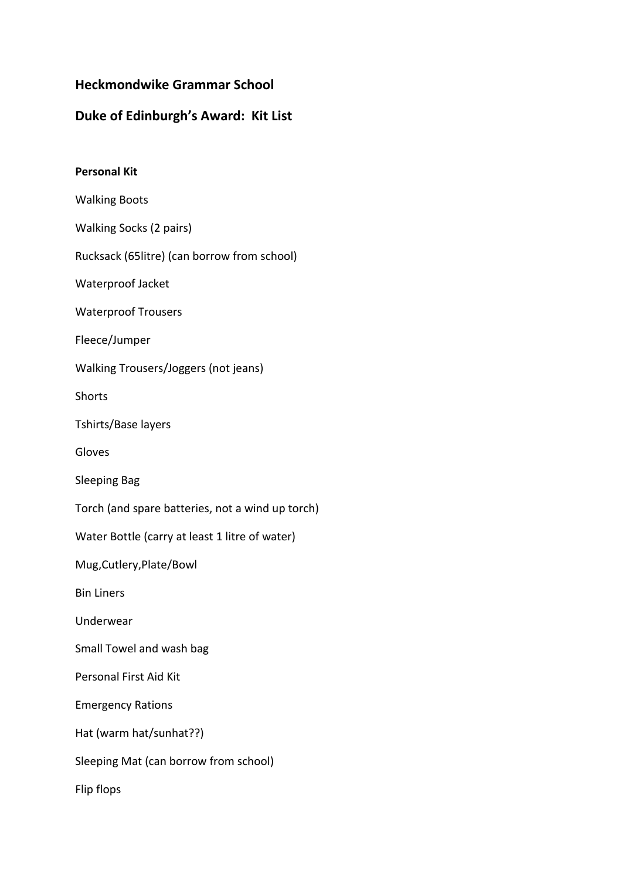## Heckmondwike Grammar School

## Duke of Edinburgh's Award: Kit List

**Personal Kit**

Walking Boots

Walking Socks (2 pairs)

Rucksack (65litre) (can borrow from school)

Waterproof Jacket

Waterproof Trousers

Fleece/Jumper

Walking Trousers/Joggers (not jeans)

Shorts

Tshirts/Base layers

Gloves

Sleeping Bag

Torch (and spare batteries, not a wind up torch)

Water Bottle (carry at least 1 litre of water)

Mug,Cutlery,Plate/Bowl

Bin Liners

Underwear

Small Towel and wash bag

Personal First Aid Kit

Emergency Rations

Hat (warm hat/sunhat??)

Sleeping Mat (can borrow from school)

Flip flops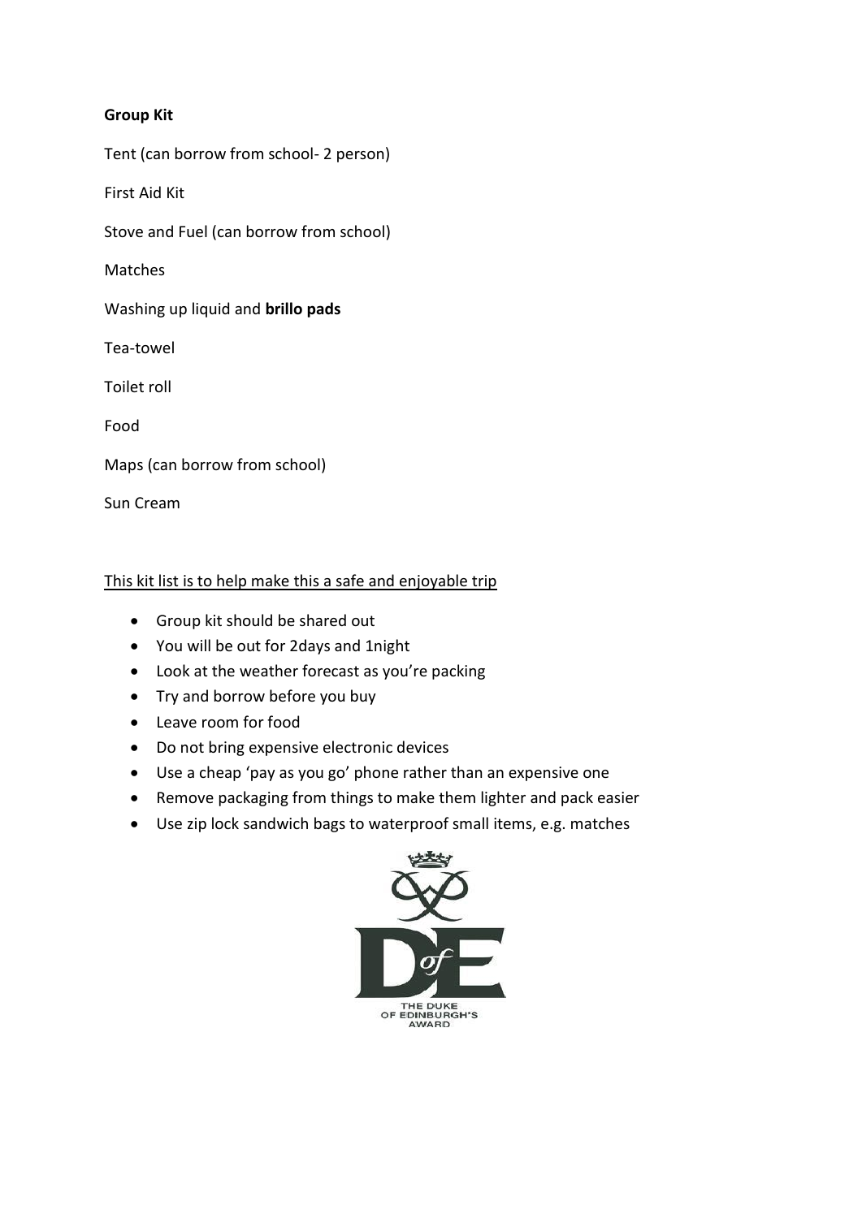**Group Kit**

Tent (can borrow from school- 2 person)

First Aid Kit

Stove and Fuel (can borrow from school)

Matches

Washing up liquid and **brillo pads**

Tea-towel

Toilet roll

Food

Maps (can borrow from school)

Sun Cream

<u>This kit list is to help make this a safe and enjoyable trip</u>

- Group kit should be shared out
- You will be out for 2days and 1night
- Look at the weather forecast as you're packing
- Try and borrow before you buy
- Leave room for food
- Do not bring expensive electronic devices
- Use a cheap 'pay as you go' phone rather than an expensive one
- Remove packaging from things to make them lighter and pack easier
- Use zip lock sandwich bags to waterproof small items, e.g. matches

THE DUKE
OF EDINBURGH'S
AWARD